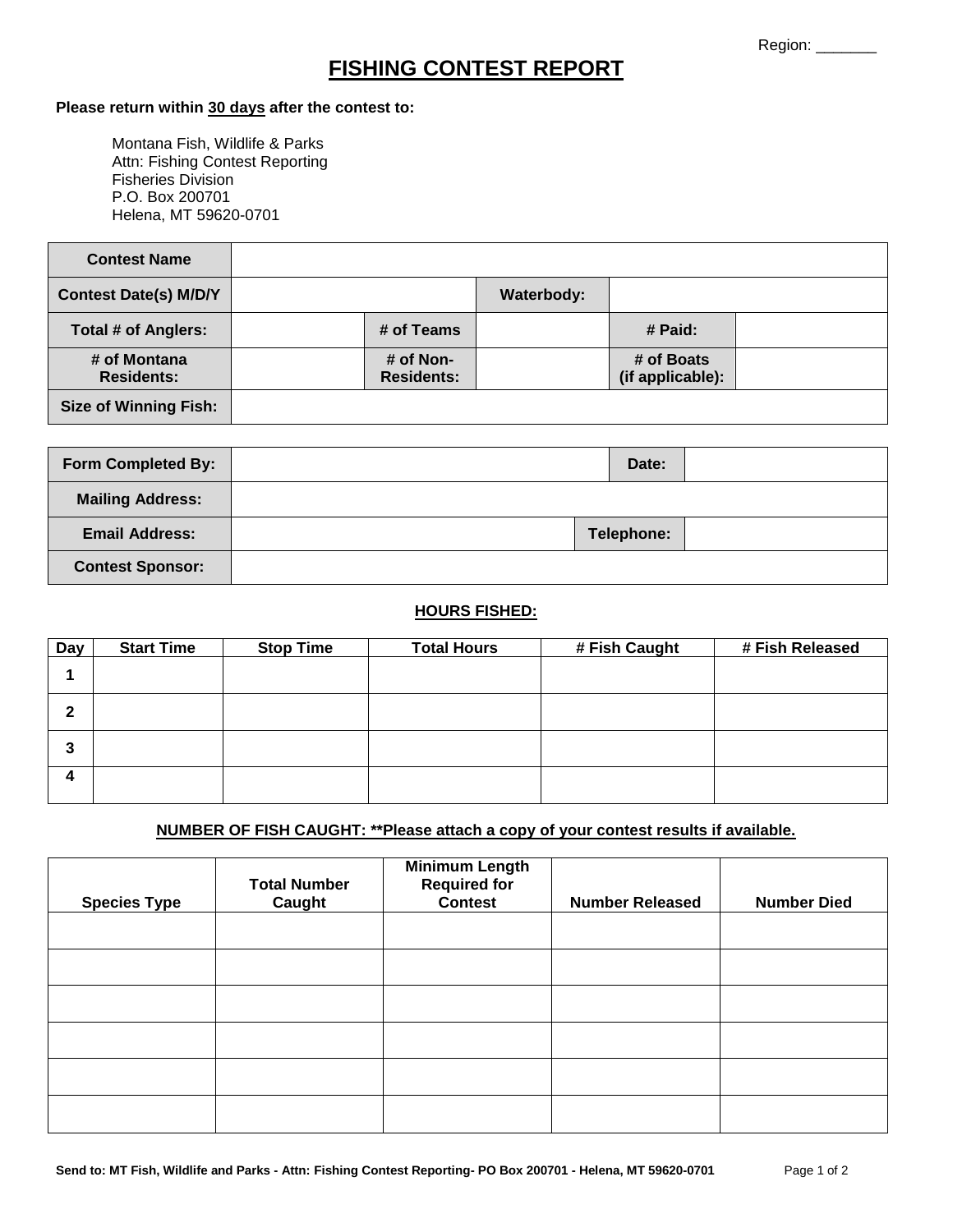Region: _______

# FISHING CONTEST REPORT

**Please return within 30 days after the contest to:**

Montana Fish, Wildlife & Parks
Attn: Fishing Contest Reporting
Fisheries Division
P.O. Box 200701
Helena, MT 59620-0701

| **Contest Name** | | | | | |
|---|---|---|---|---|---|
| **Contest Date(s) M/D/Y** | | | **Waterbody:** | | |
| **Total # of Anglers:** | | **# of Teams** | | **# Paid:** | |
| **# of Montana Residents:** | | **# of Non-Residents:** | | **# of Boats (if applicable):** | |
| **Size of Winning Fish:** | | | | | |

| **Form Completed By:** | | **Date:** | |
|---|---|---|---|
| **Mailing Address:** | | | |
| **Email Address:** | | **Telephone:** | |
| **Contest Sponsor:** | | | |

**HOURS FISHED:**

| Day | Start Time | Stop Time | Total Hours | # Fish Caught | # Fish Released |
|---|---|---|---|---|---|
| 1 | | | | | |
| 2 | | | | | |
| 3 | | | | | |
| 4 | | | | | |

**NUMBER OF FISH CAUGHT: **Please attach a copy of your contest results if available.**

| Species Type | Total Number Caught | Minimum Length Required for Contest | Number Released | Number Died |
|---|---|---|---|---|
| | | | | |
| | | | | |
| | | | | |
| | | | | |
| | | | | |
| | | | | |

**Send to: MT Fish, Wildlife and Parks - Attn: Fishing Contest Reporting- PO Box 200701 - Helena, MT 59620-0701**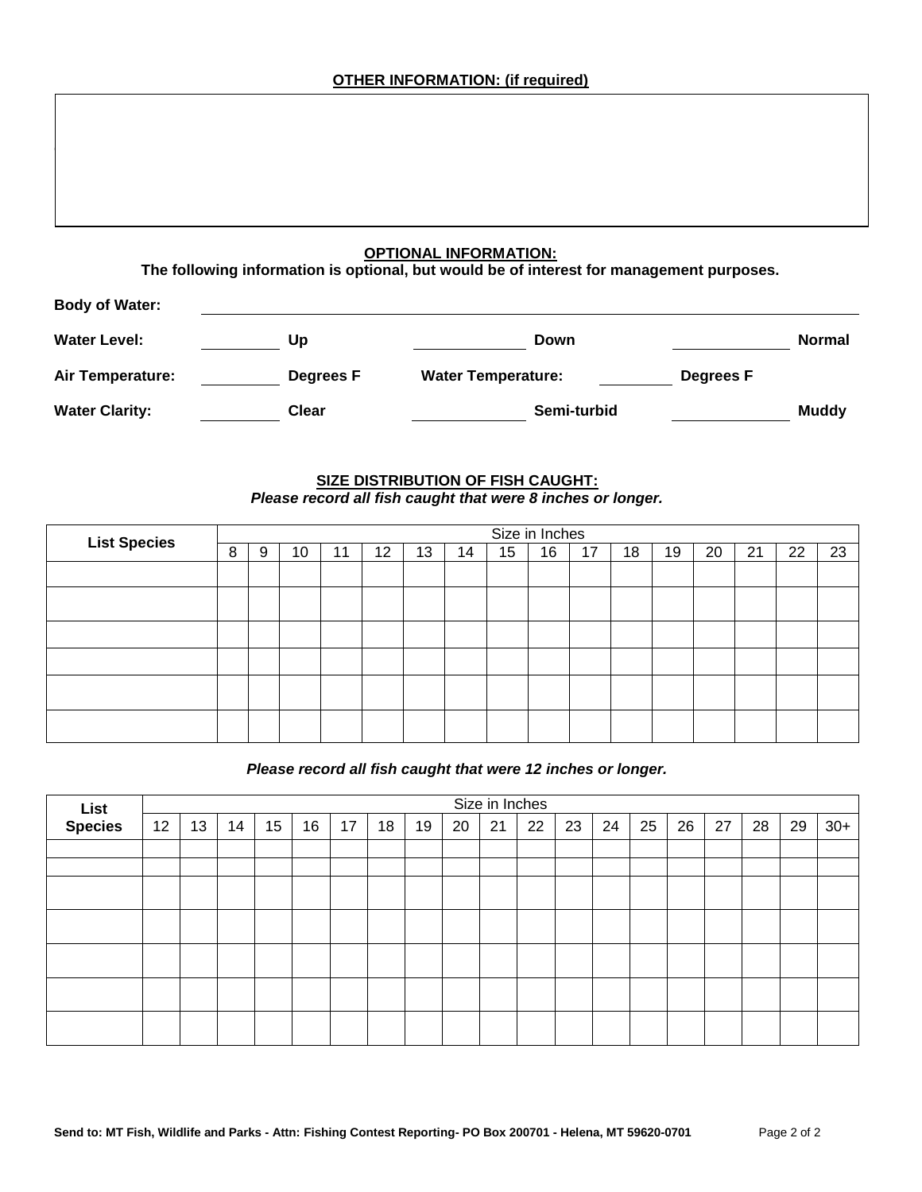**OTHER INFORMATION: (if required)**

| |
|---|
| |

**OPTIONAL INFORMATION:**

**The following information is optional, but would be of interest for management purposes.**

**Body of Water:** ______________________________

**Water Level:** ________ **Up** ________ **Down** ________ **Normal**

**Air Temperature:** ________ **Degrees F** **Water Temperature:** ________ **Degrees F**

**Water Clarity:** ________ **Clear** ________ **Semi-turbid** ________ **Muddy**

**SIZE DISTRIBUTION OF FISH CAUGHT:**

***Please record all fish caught that were 8 inches or longer.***

| **List Species** | Size in Inches | | | | | | | | | | | | | | | |
|---|---|---|---|---|---|---|---|---|---|---|---|---|---|---|---|---|
| | 8 | 9 | 10 | 11 | 12 | 13 | 14 | 15 | 16 | 17 | 18 | 19 | 20 | 21 | 22 | 23 |
| | | | | | | | | | | | | | | | | |
| | | | | | | | | | | | | | | | | |
| | | | | | | | | | | | | | | | | |
| | | | | | | | | | | | | | | | | |
| | | | | | | | | | | | | | | | | |
| | | | | | | | | | | | | | | | | |

***Please record all fish caught that were 12 inches or longer.***

| **List Species** | Size in Inches | | | | | | | | | | | | | | | | | | |
|---|---|---|---|---|---|---|---|---|---|---|---|---|---|---|---|---|---|---|---|
| | 12 | 13 | 14 | 15 | 16 | 17 | 18 | 19 | 20 | 21 | 22 | 23 | 24 | 25 | 26 | 27 | 28 | 29 | 30+ |
| | | | | | | | | | | | | | | | | | | | |
| | | | | | | | | | | | | | | | | | | | |
| | | | | | | | | | | | | | | | | | | | |
| | | | | | | | | | | | | | | | | | | | |
| | | | | | | | | | | | | | | | | | | | |
| | | | | | | | | | | | | | | | | | | | |
| | | | | | | | | | | | | | | | | | | | |

**Send to: MT Fish, Wildlife and Parks - Attn: Fishing Contest Reporting- PO Box 200701 - Helena, MT 59620-0701**